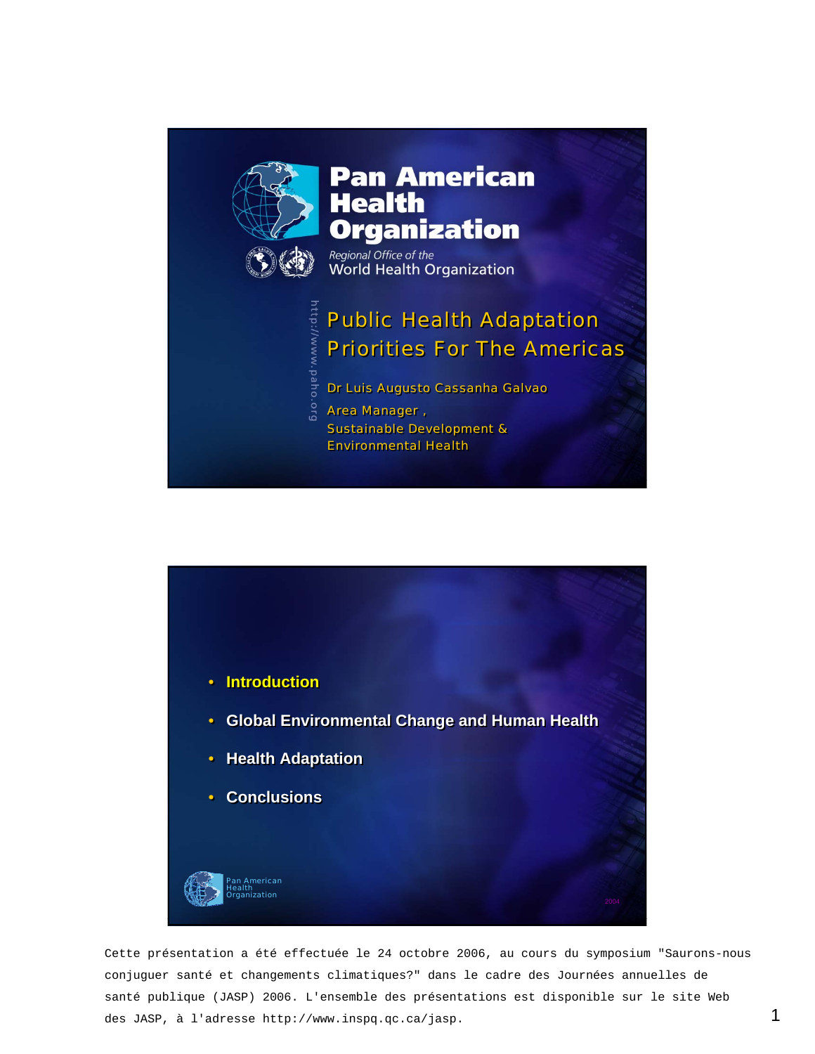# Pan American Health Organization

*Regional Office of the*
World Health Organization

http://www.paho.org

## Public Health Adaptation Priorities For The Americas

Dr Luis Augusto Cassanha Galvao

Area Manager ,
Sustainable Development &
Environmental Health

---

- **Introduction**
- **Global Environmental Change and Human Health**
- **Health Adaptation**
- **Conclusions**

Pan American Health Organization

2004

---

Cette présentation a été effectuée le 24 octobre 2006, au cours du symposium "Saurons-nous conjuguer santé et changements climatiques?" dans le cadre des Journées annuelles de santé publique (JASP) 2006. L'ensemble des présentations est disponible sur le site Web des JASP, à l'adresse http://www.inspq.qc.ca/jasp.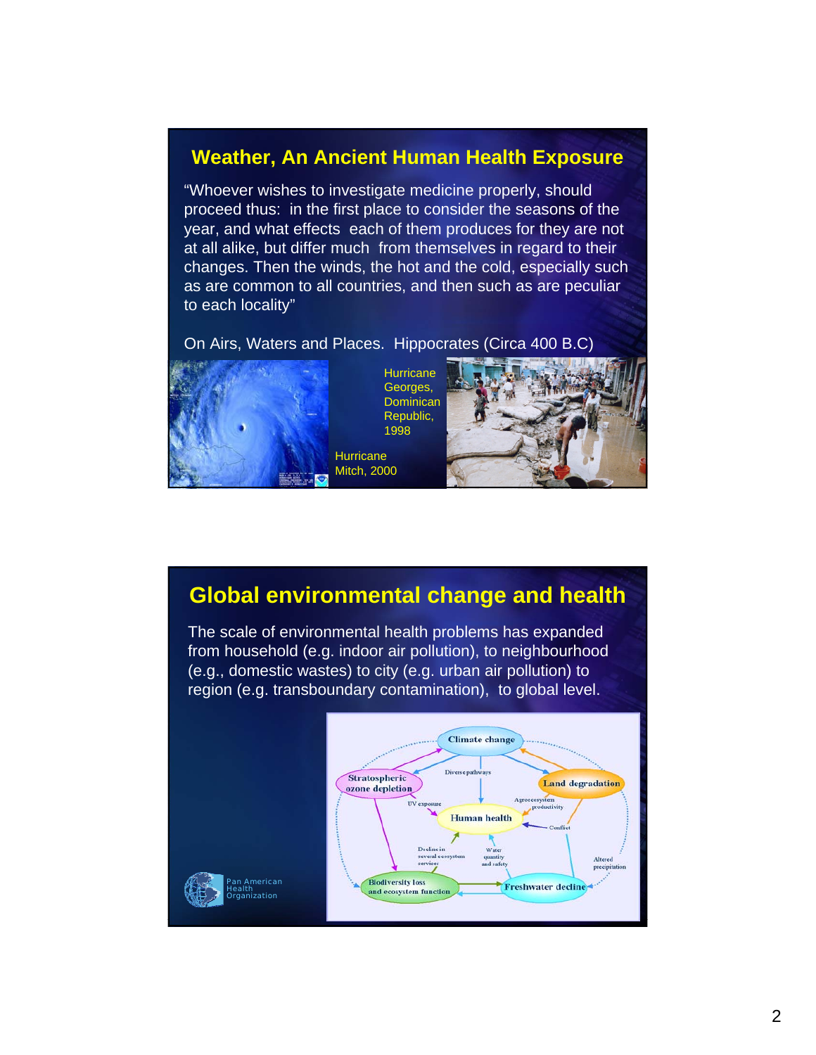## Weather, An Ancient Human Health Exposure

"Whoever wishes to investigate medicine properly, should proceed thus: in the first place to consider the seasons of the year, and what effects each of them produces for they are not at all alike, but differ much from themselves in regard to their changes. Then the winds, the hot and the cold, especially such as are common to all countries, and then such as are peculiar to each locality"

On Airs, Waters and Places. Hippocrates (Circa 400 B.C)

Hurricane Georges, Dominican Republic, 1998

Hurricane Mitch, 2000

## Global environmental change and health

The scale of environmental health problems has expanded from household (e.g. indoor air pollution), to neighbourhood (e.g., domestic wastes) to city (e.g. urban air pollution) to region (e.g. transboundary contamination), to global level.

Climate change

Stratospheric ozone depletion

Diverse pathways

Land degradation

UV exposure

Agroecosystem productivity

Human health

Conflict

Decline in several ecosystem services

Water quantity and safety

Altered precipitation

Biodiversity loss and ecosystem function

Freshwater decline

Pan American Health Organization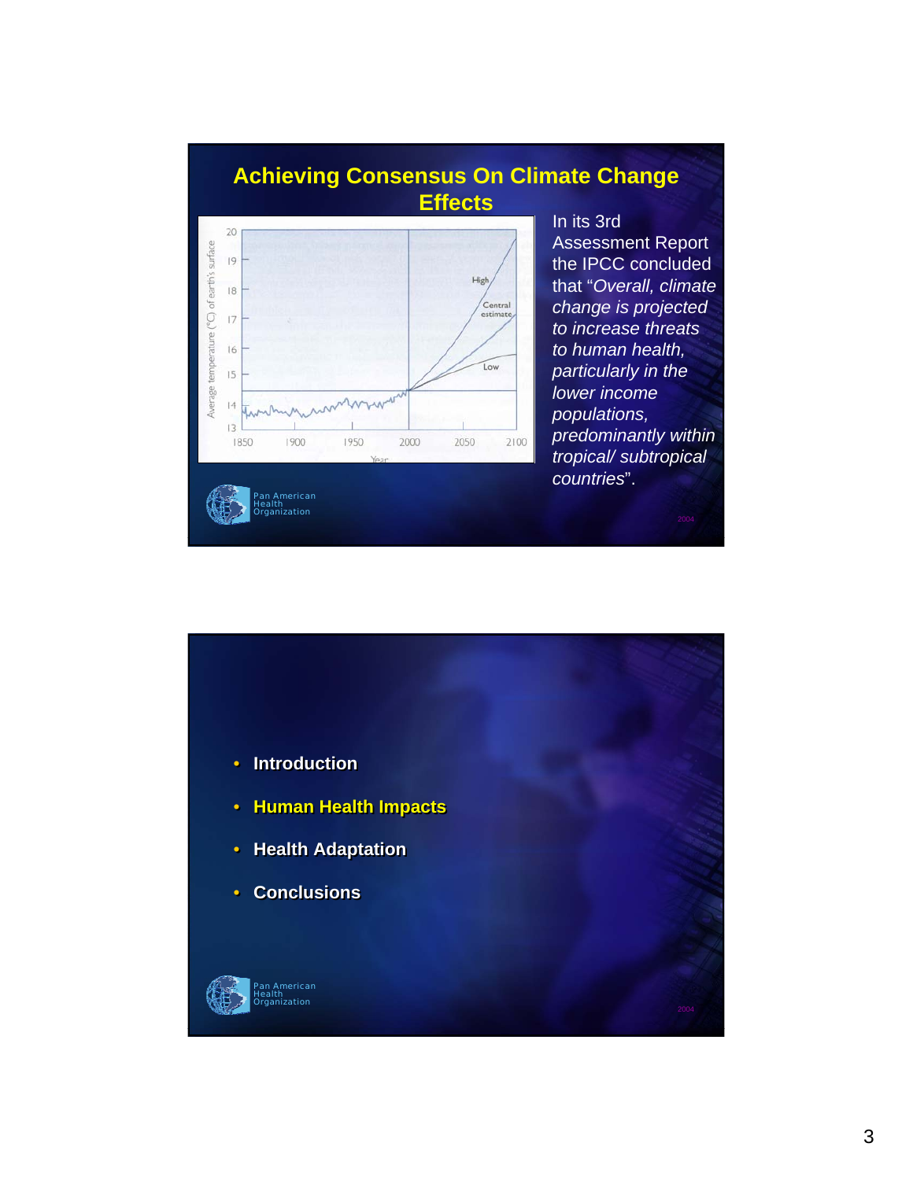## Achieving Consensus On Climate Change Effects

In its 3rd Assessment Report the IPCC concluded that "*Overall, climate change is projected to increase threats to human health, particularly in the lower income populations, predominantly within tropical/ subtropical countries*".

Pan American Health Organization

2004

---

- Introduction
- **Human Health Impacts**
- Health Adaptation
- Conclusions

Pan American Health Organization

2004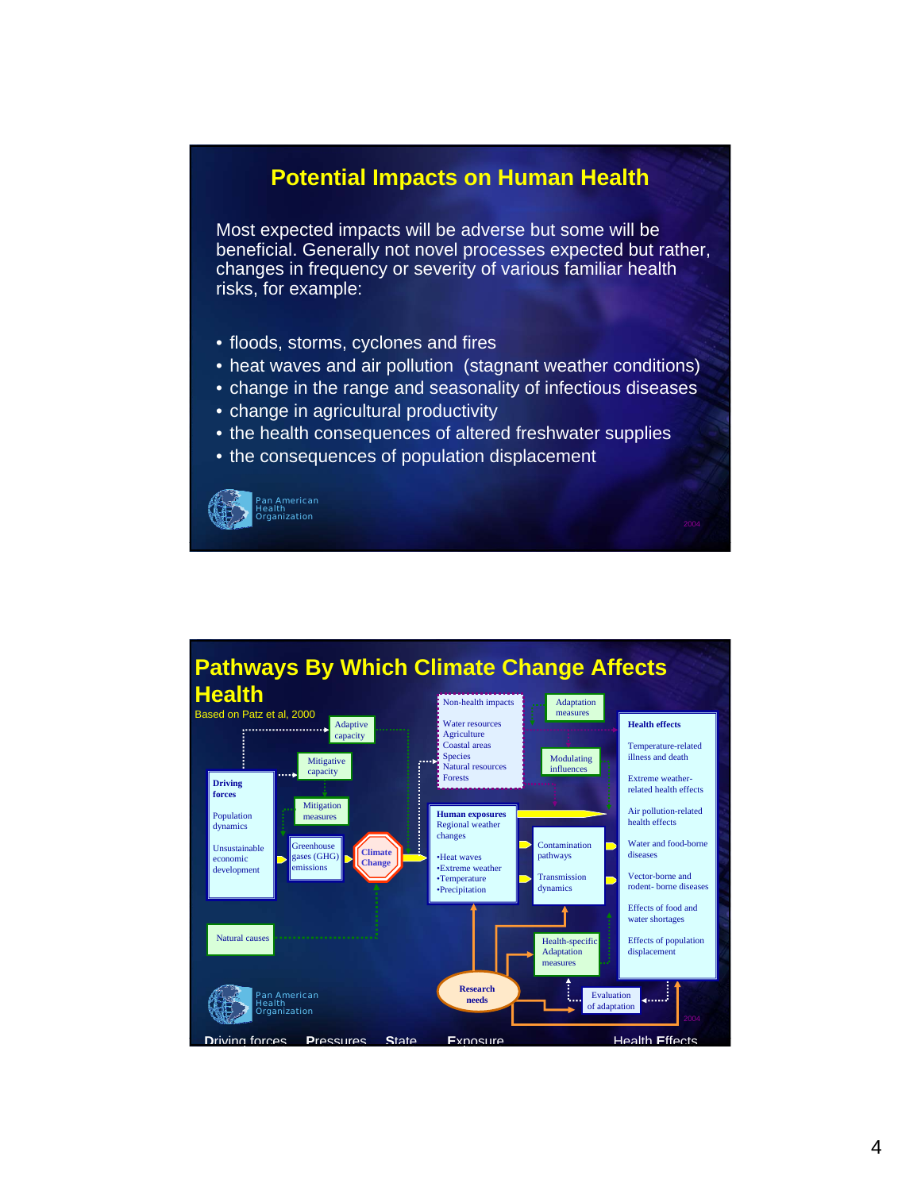## Potential Impacts on Human Health

Most expected impacts will be adverse but some will be beneficial. Generally not novel processes expected but rather, changes in frequency or severity of various familiar health risks, for example:

- floods, storms, cyclones and fires
- heat waves and air pollution (stagnant weather conditions)
- change in the range and seasonality of infectious diseases
- change in agricultural productivity
- the health consequences of altered freshwater supplies
- the consequences of population displacement

Pan American Health Organization

2004

## Pathways By Which Climate Change Affects Health

Based on Patz et al, 2000

**Driving forces**

Population dynamics

Unsustainable economic development

Adaptive capacity

Mitigative capacity

Mitigation measures

Greenhouse gases (GHG) emissions

Climate Change

Natural causes

Non-health impacts

Water resources
Agriculture
Coastal areas
Species
Natural resources
Forests

Adaptation measures

Modulating influences

**Human exposures**
Regional weather changes

- Heat waves
- Extreme weather
- Temperature
- Precipitation

Contamination pathways

Transmission dynamics

Health-specific Adaptation measures

Research needs

Evaluation of adaptation

**Health effects**

Temperature-related illness and death

Extreme weather-related health effects

Air pollution-related health effects

Water and food-borne diseases

Vector-borne and rodent- borne diseases

Effects of food and water shortages

Effects of population displacement

Pan American Health Organization

2004

Driving forces Pressures State Exposure Health Effects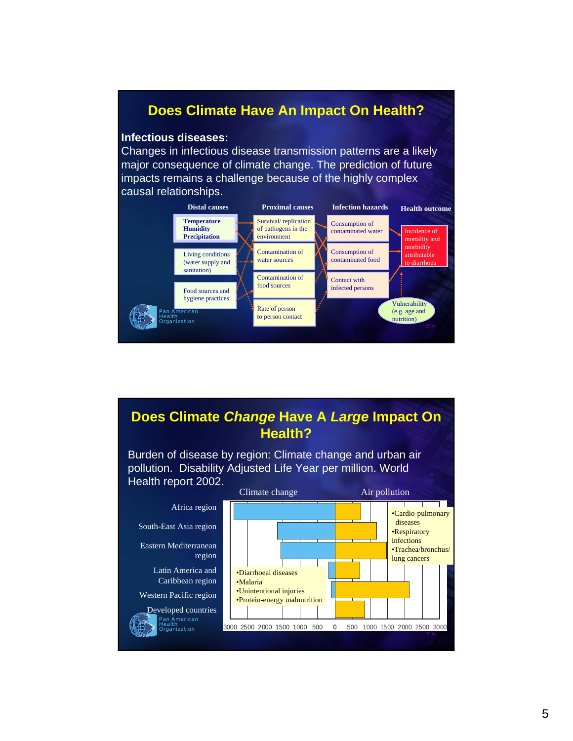## Does Climate Have An Impact On Health?

**Infectious diseases:**
Changes in infectious disease transmission patterns are a likely major consequence of climate change. The prediction of future impacts remains a challenge because of the highly complex causal relationships.

| Distal causes | Proximal causes | Infection hazards | Health outcome |
|---|---|---|---|
| **Temperature Humidity Precipitation** | Survival/ replication of pathogens in the environment | Consumption of contaminated water | Incidence of mortality and morbidity attributable to diarrhoea |
| Living conditions (water supply and sanitation) | Contamination of water sources | Consumption of contaminated food | |
| Food sources and hygiene practices | Contamination of food sources | Contact with infected persons | |
| | Rate of person to person contact | | Vulnerability (e.g. age and nutrition) |

Pan American Health Organization

## Does Climate *Change* Have A *Large* Impact On Health?

Burden of disease by region: Climate change and urban air pollution. Disability Adjusted Life Year per million. World Health report 2002.

Climate change: •Diarrhoeal diseases •Malaria •Unintentional injuries •Protein-energy malnutrition

Air pollution: •Cardio-pulmonary diseases •Respiratory infections •Trachea/bronchus/ lung cancers

Regions: Africa region; South-East Asia region; Eastern Mediterranean region; Latin America and Caribbean region; Western Pacific region; Developed countries

Axis: 3000 2500 2000 1500 1000 500 0 500 1000 1500 2000 2500 3000

Pan American Health Organization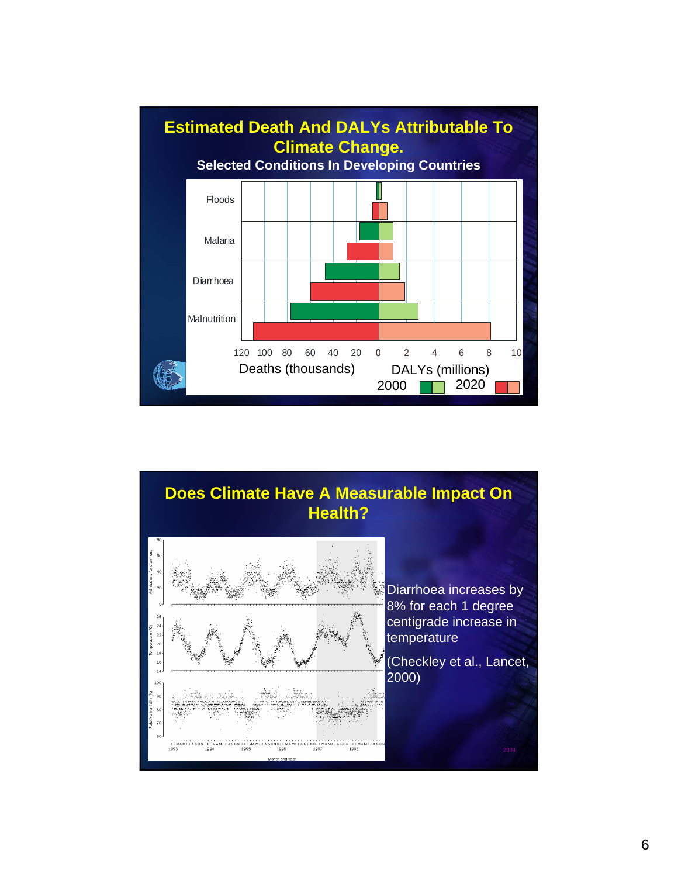## Estimated Death And DALYs Attributable To Climate Change.

### Selected Conditions In Developing Countries

Floods

Malaria

Diarrhoea

Malnutrition

120 100 80 60 40 20 0 2 4 6 8 10

Deaths (thousands) DALYs (millions)

2000 2020

## Does Climate Have A Measurable Impact On Health?

Diarrhoea increases by 8% for each 1 degree centigrade increase in temperature

(Checkley et al., Lancet, 2000)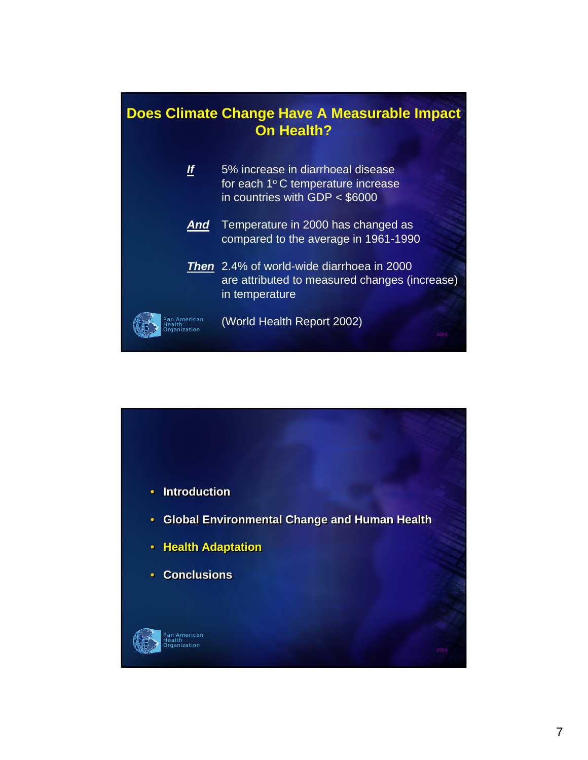## Does Climate Change Have A Measurable Impact On Health?

***If*** 5% increase in diarrhoeal disease for each 1º C temperature increase in countries with GDP < $6000

***And*** Temperature in 2000 has changed as compared to the average in 1961-1990

***Then*** 2.4% of world-wide diarrhoea in 2000 are attributed to measured changes (increase) in temperature

(World Health Report 2002)

Pan American Health Organization

2004

---

- **Introduction**
- **Global Environmental Change and Human Health**
- **Health Adaptation**
- **Conclusions**

Pan American Health Organization

2004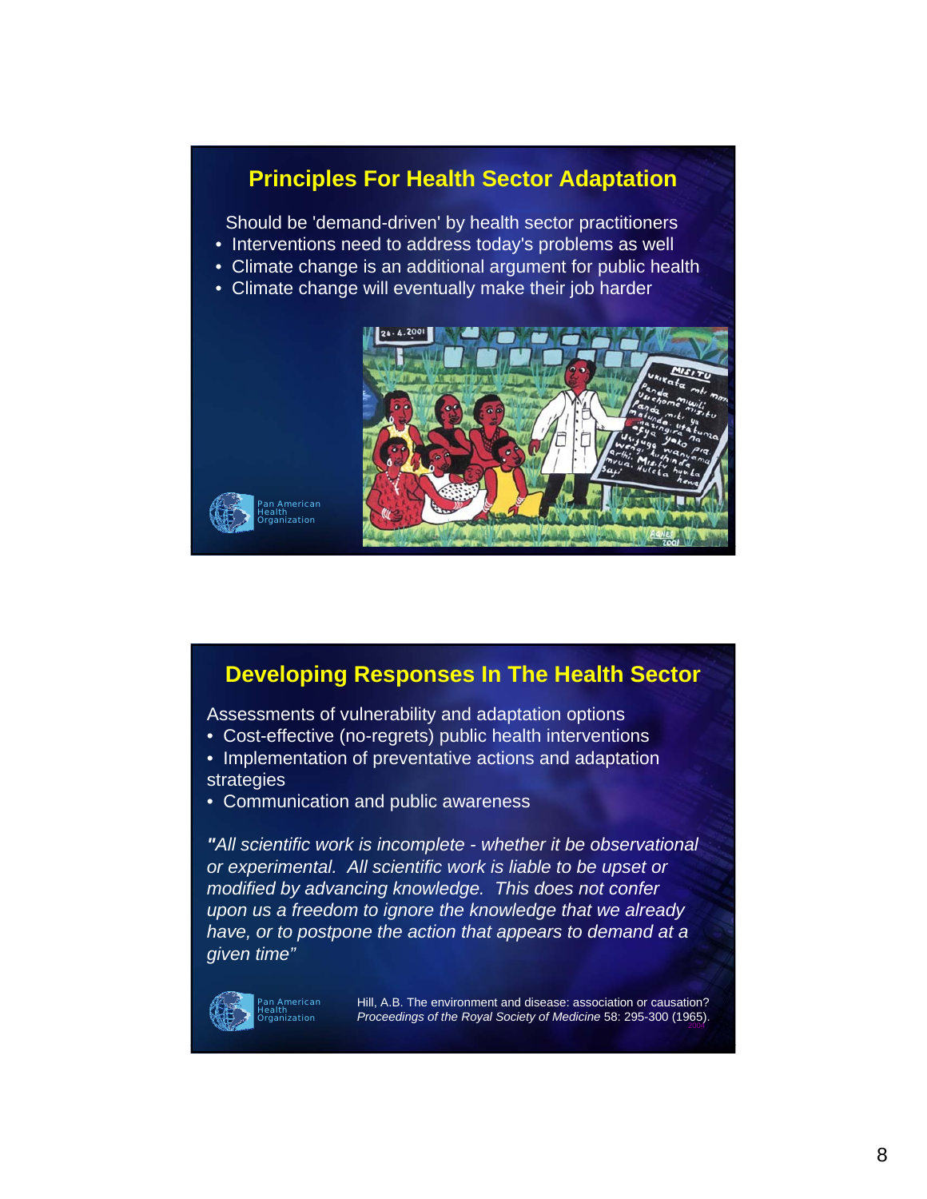## Principles For Health Sector Adaptation

Should be 'demand-driven' by health sector practitioners

- Interventions need to address today's problems as well
- Climate change is an additional argument for public health
- Climate change will eventually make their job harder

Pan American Health Organization

## Developing Responses In The Health Sector

Assessments of vulnerability and adaptation options

- Cost-effective (no-regrets) public health interventions
- Implementation of preventative actions and adaptation strategies
- Communication and public awareness

*"All scientific work is incomplete - whether it be observational or experimental. All scientific work is liable to be upset or modified by advancing knowledge. This does not confer upon us a freedom to ignore the knowledge that we already have, or to postpone the action that appears to demand at a given time"*

Pan American Health Organization

Hill, A.B. The environment and disease: association or causation? *Proceedings of the Royal Society of Medicine* 58: 295-300 (1965).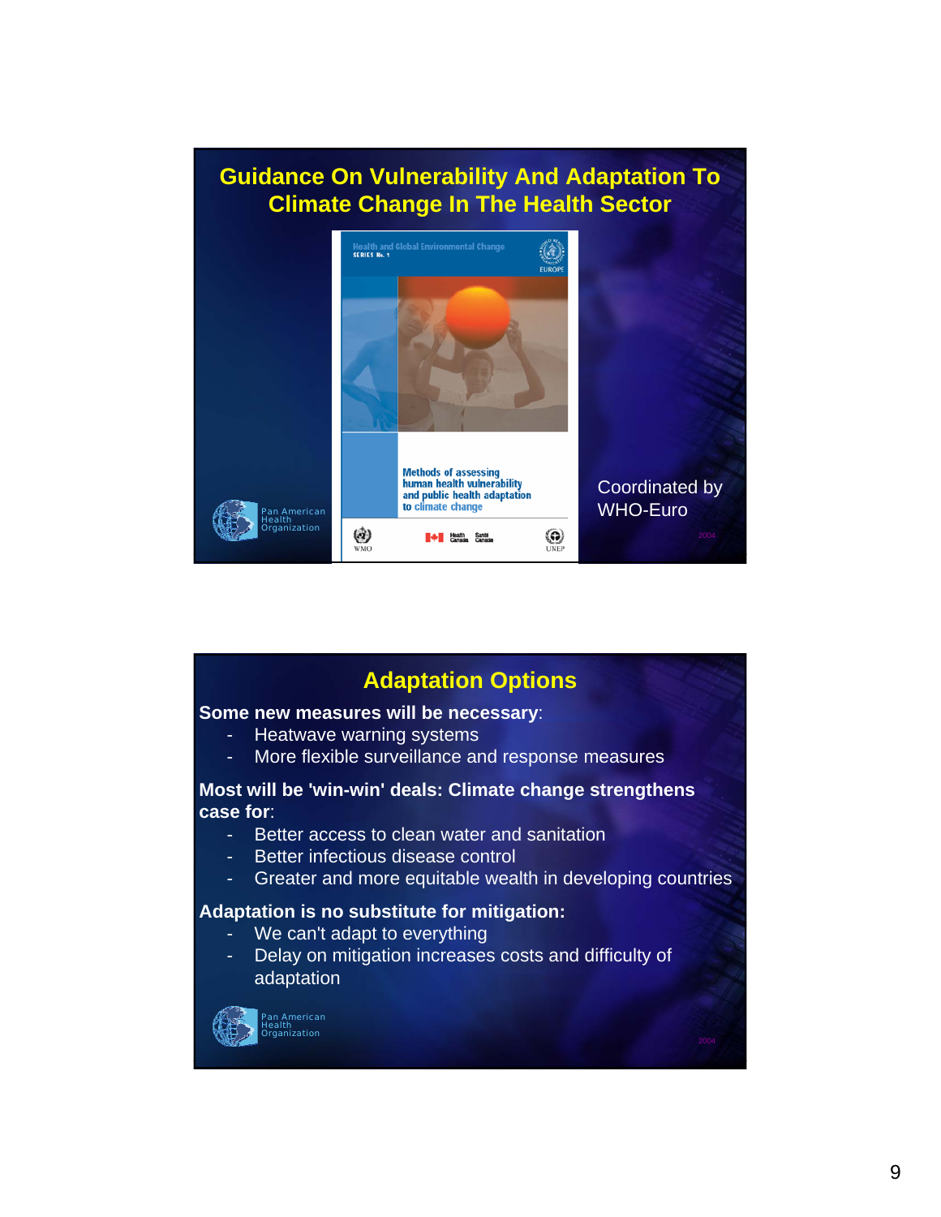## Guidance On Vulnerability And Adaptation To Climate Change In The Health Sector

Health and Global Environmental Change
SERIES No. 1

Methods of assessing human health vulnerability and public health adaptation to climate change

Coordinated by WHO-Euro

Pan American Health Organization

## Adaptation Options

**Some new measures will be necessary**:

- Heatwave warning systems
- More flexible surveillance and response measures

**Most will be 'win-win' deals: Climate change strengthens case for**:

- Better access to clean water and sanitation
- Better infectious disease control
- Greater and more equitable wealth in developing countries

**Adaptation is no substitute for mitigation:**

- We can't adapt to everything
- Delay on mitigation increases costs and difficulty of adaptation

Pan American Health Organization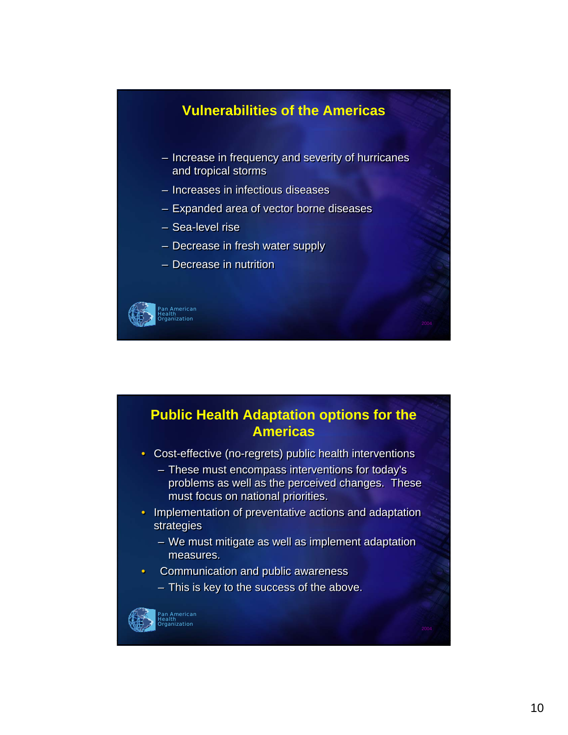## Vulnerabilities of the Americas

- Increase in frequency and severity of hurricanes and tropical storms
- Increases in infectious diseases
- Expanded area of vector borne diseases
- Sea-level rise
- Decrease in fresh water supply
- Decrease in nutrition

Pan American Health Organization

2004

## Public Health Adaptation options for the Americas

- Cost-effective (no-regrets) public health interventions
  - These must encompass interventions for today's problems as well as the perceived changes. These must focus on national priorities.
- Implementation of preventative actions and adaptation strategies
  - We must mitigate as well as implement adaptation measures.
- Communication and public awareness
  - This is key to the success of the above.

Pan American Health Organization

2004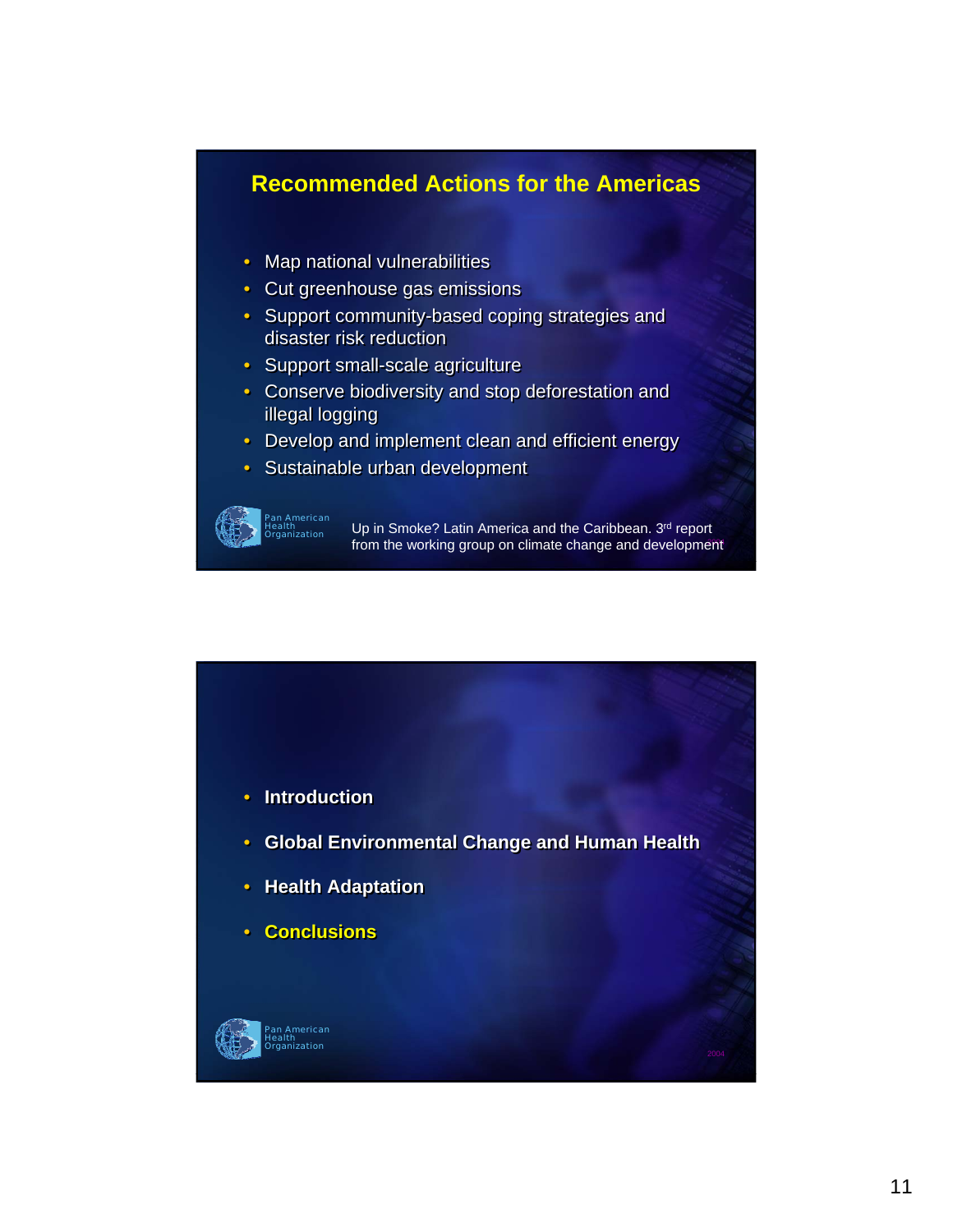## Recommended Actions for the Americas

- Map national vulnerabilities
- Cut greenhouse gas emissions
- Support community-based coping strategies and disaster risk reduction
- Support small-scale agriculture
- Conserve biodiversity and stop deforestation and illegal logging
- Develop and implement clean and efficient energy
- Sustainable urban development

Pan American Health Organization

Up in Smoke? Latin America and the Caribbean. 3rd report from the working group on climate change and development

---

- **Introduction**
- **Global Environmental Change and Human Health**
- **Health Adaptation**
- **Conclusions**

Pan American Health Organization

2004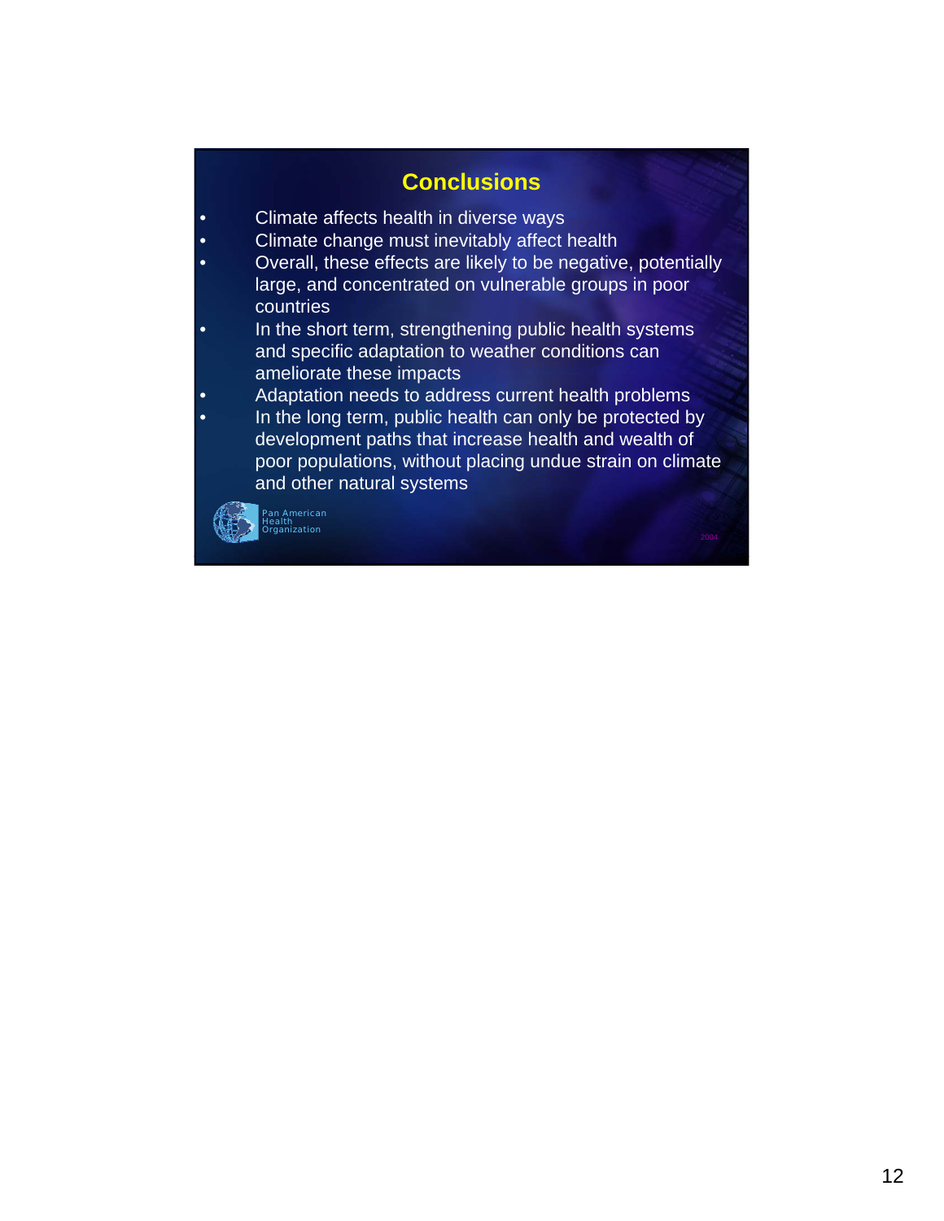## Conclusions

- Climate affects health in diverse ways
- Climate change must inevitably affect health
- Overall, these effects are likely to be negative, potentially large, and concentrated on vulnerable groups in poor countries
- In the short term, strengthening public health systems and specific adaptation to weather conditions can ameliorate these impacts
- Adaptation needs to address current health problems
- In the long term, public health can only be protected by development paths that increase health and wealth of poor populations, without placing undue strain on climate and other natural systems

Pan American Health Organization

2004